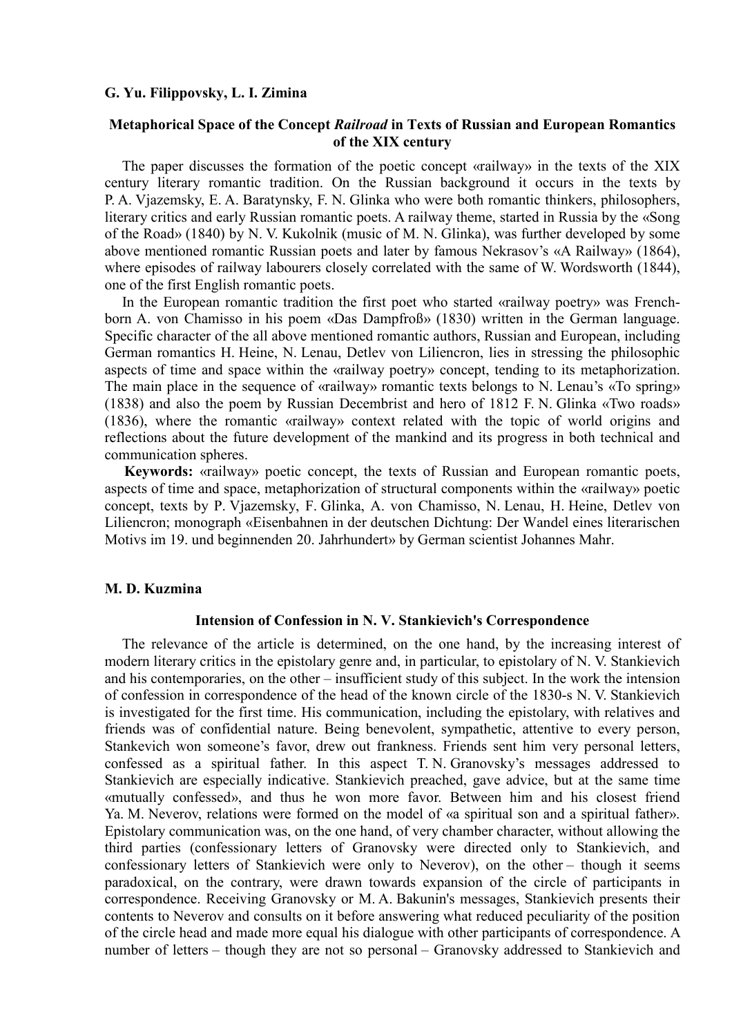**G. Yu. Filippovsky, L. I. Zimina**

### Metaphorical Space of the Concept *Railroad* in Texts of Russian and European Romantics of the XIX century

The paper discusses the formation of the poetic concept «railway» in the texts of the XIX century literary romantic tradition. On the Russian background it occurs in the texts by P. A. Vjazemsky, E. A. Baratynsky, F. N. Glinka who were both romantic thinkers, philosophers, literary critics and early Russian romantic poets. A railway theme, started in Russia by the «Song of the Road» (1840) by N. V. Kukolnik (music of M. N. Glinka), was further developed by some above mentioned romantic Russian poets and later by famous Nekrasov's «A Railway» (1864), where episodes of railway labourers closely correlated with the same of W. Wordsworth (1844), one of the first English romantic poets.

In the European romantic tradition the first poet who started «railway poetry» was French-born A. von Chamisso in his poem «Das Dampfroß» (1830) written in the German language. Specific character of the all above mentioned romantic authors, Russian and European, including German romantics H. Heine, N. Lenau, Detlev von Liliencron, lies in stressing the philosophic aspects of time and space within the «railway poetry» concept, tending to its metaphorization. The main place in the sequence of «railway» romantic texts belongs to N. Lenau's «To spring» (1838) and also the poem by Russian Decembrist and hero of 1812 F. N. Glinka «Two roads» (1836), where the romantic «railway» context related with the topic of world origins and reflections about the future development of the mankind and its progress in both technical and communication spheres.

**Keywords:** «railway» poetic concept, the texts of Russian and European romantic poets, aspects of time and space, metaphorization of structural components within the «railway» poetic concept, texts by P. Vjazemsky, F. Glinka, A. von Chamisso, N. Lenau, H. Heine, Detlev von Liliencron; monograph «Eisenbahnen in der deutschen Dichtung: Der Wandel eines literarischen Motivs im 19. und beginnenden 20. Jahrhundert» by German scientist Johannes Mahr.

**M. D. Kuzmina**

### Intension of Confession in N. V. Stankievich's Correspondence

The relevance of the article is determined, on the one hand, by the increasing interest of modern literary critics in the epistolary genre and, in particular, to epistolary of N. V. Stankievich and his contemporaries, on the other – insufficient study of this subject. In the work the intension of confession in correspondence of the head of the known circle of the 1830-s N. V. Stankievich is investigated for the first time. His communication, including the epistolary, with relatives and friends was of confidential nature. Being benevolent, sympathetic, attentive to every person, Stankevich won someone's favor, drew out frankness. Friends sent him very personal letters, confessed as a spiritual father. In this aspect T. N. Granovsky's messages addressed to Stankievich are especially indicative. Stankievich preached, gave advice, but at the same time «mutually confessed», and thus he won more favor. Between him and his closest friend Ya. M. Neverov, relations were formed on the model of «a spiritual son and a spiritual father». Epistolary communication was, on the one hand, of very chamber character, without allowing the third parties (confessionary letters of Granovsky were directed only to Stankievich, and confessionary letters of Stankievich were only to Neverov), on the other – though it seems paradoxical, on the contrary, were drawn towards expansion of the circle of participants in correspondence. Receiving Granovsky or M. A. Bakunin's messages, Stankievich presents their contents to Neverov and consults on it before answering what reduced peculiarity of the position of the circle head and made more equal his dialogue with other participants of correspondence. A number of letters – though they are not so personal – Granovsky addressed to Stankievich and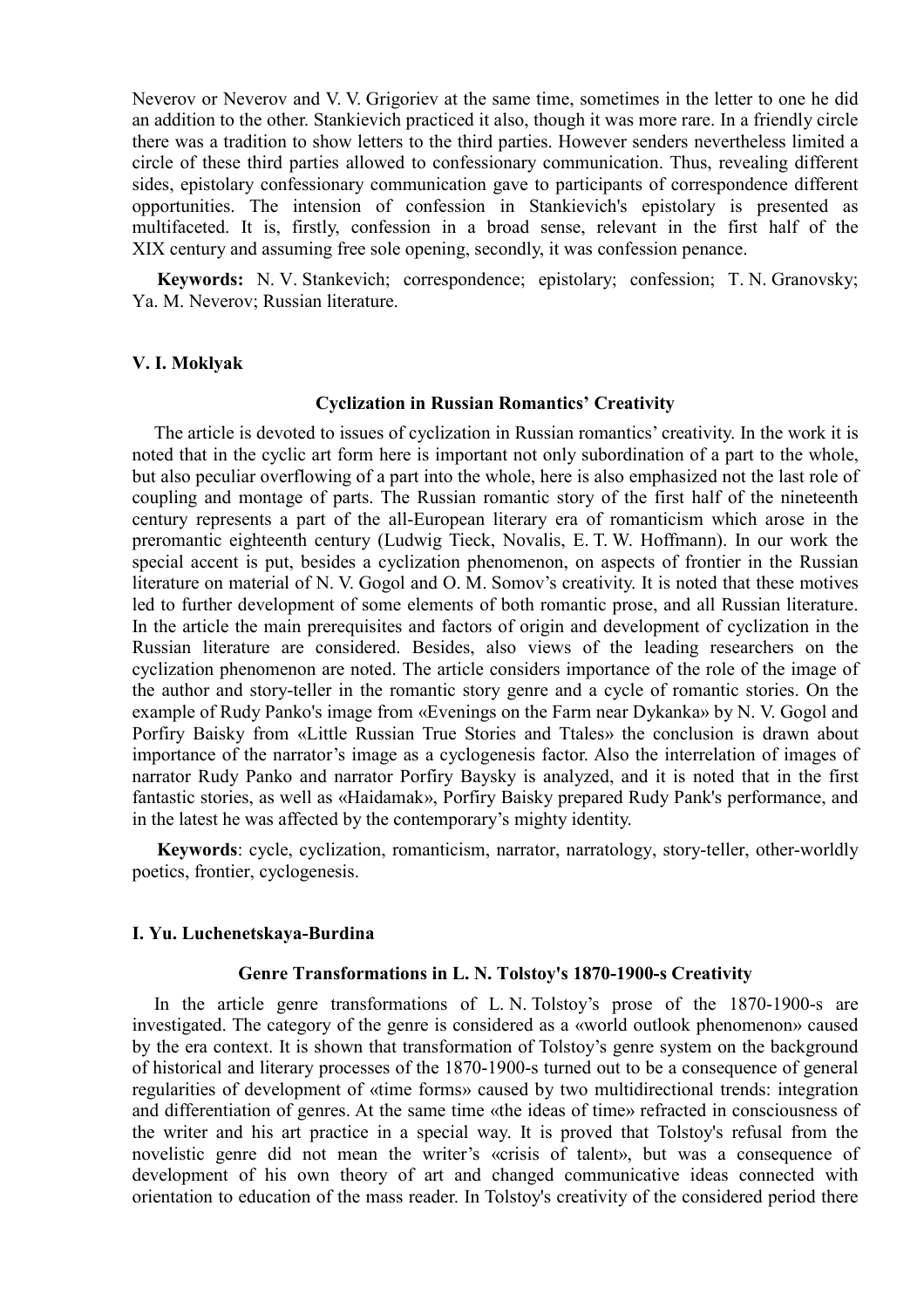Neverov or Neverov and V. V. Grigoriev at the same time, sometimes in the letter to one he did an addition to the other. Stankievich practiced it also, though it was more rare. In a friendly circle there was a tradition to show letters to the third parties. However senders nevertheless limited a circle of these third parties allowed to confessionary communication. Thus, revealing different sides, epistolary confessionary communication gave to participants of correspondence different opportunities. The intension of confession in Stankievich's epistolary is presented as multifaceted. It is, firstly, confession in a broad sense, relevant in the first half of the XIX century and assuming free sole opening, secondly, it was confession penance.

**Keywords:** N. V. Stankevich; correspondence; epistolary; confession; T. N. Granovsky; Ya. M. Neverov; Russian literature.

**V. I. Moklyak**

### Cyclization in Russian Romantics' Creativity

The article is devoted to issues of cyclization in Russian romantics' creativity. In the work it is noted that in the cyclic art form here is important not only subordination of a part to the whole, but also peculiar overflowing of a part into the whole, here is also emphasized not the last role of coupling and montage of parts. The Russian romantic story of the first half of the nineteenth century represents a part of the all-European literary era of romanticism which arose in the preromantic eighteenth century (Ludwig Tieck, Novalis, E. T. W. Hoffmann). In our work the special accent is put, besides a cyclization phenomenon, on aspects of frontier in the Russian literature on material of N. V. Gogol and O. M. Somov's creativity. It is noted that these motives led to further development of some elements of both romantic prose, and all Russian literature. In the article the main prerequisites and factors of origin and development of cyclization in the Russian literature are considered. Besides, also views of the leading researchers on the cyclization phenomenon are noted. The article considers importance of the role of the image of the author and story-teller in the romantic story genre and a cycle of romantic stories. On the example of Rudy Panko's image from «Evenings on the Farm near Dykanka» by N. V. Gogol and Porfiry Baisky from «Little Russian True Stories and Ttales» the conclusion is drawn about importance of the narrator's image as a cyclogenesis factor. Also the interrelation of images of narrator Rudy Panko and narrator Porfiry Baysky is analyzed, and it is noted that in the first fantastic stories, as well as «Haidamak», Porfiry Baisky prepared Rudy Pank's performance, and in the latest he was affected by the contemporary's mighty identity.

**Keywords**: cycle, cyclization, romanticism, narrator, narratology, story-teller, other-worldly poetics, frontier, cyclogenesis.

**I. Yu. Luchenetskaya-Burdina**

### Genre Transformations in L. N. Tolstoy's 1870-1900-s Creativity

In the article genre transformations of L. N. Tolstoy's prose of the 1870-1900-s are investigated. The category of the genre is considered as a «world outlook phenomenon» caused by the era context. It is shown that transformation of Tolstoy's genre system on the background of historical and literary processes of the 1870-1900-s turned out to be a consequence of general regularities of development of «time forms» caused by two multidirectional trends: integration and differentiation of genres. At the same time «the ideas of time» refracted in consciousness of the writer and his art practice in a special way. It is proved that Tolstoy's refusal from the novelistic genre did not mean the writer's «crisis of talent», but was a consequence of development of his own theory of art and changed communicative ideas connected with orientation to education of the mass reader. In Tolstoy's creativity of the considered period there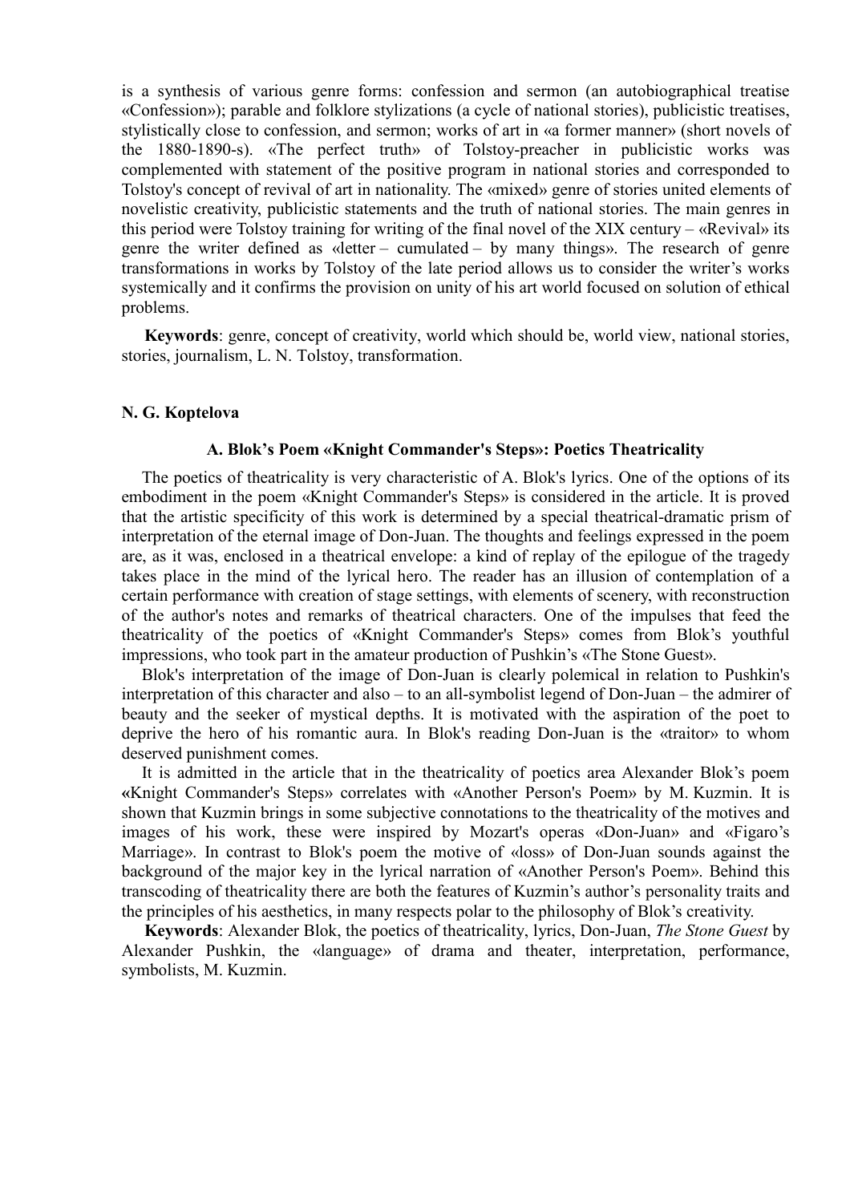is a synthesis of various genre forms: confession and sermon (an autobiographical treatise «Confession»); parable and folklore stylizations (a cycle of national stories), publicistic treatises, stylistically close to confession, and sermon; works of art in «a former manner» (short novels of the 1880-1890-s). «The perfect truth» of Tolstoy-preacher in publicistic works was complemented with statement of the positive program in national stories and corresponded to Tolstoy's concept of revival of art in nationality. The «mixed» genre of stories united elements of novelistic creativity, publicistic statements and the truth of national stories. The main genres in this period were Tolstoy training for writing of the final novel of the XIX century – «Revival» its genre the writer defined as «letter – cumulated – by many things». The research of genre transformations in works by Tolstoy of the late period allows us to consider the writer's works systemically and it confirms the provision on unity of his art world focused on solution of ethical problems.

**Keywords**: genre, concept of creativity, world which should be, world view, national stories, stories, journalism, L. N. Tolstoy, transformation.

**N. G. Koptelova**

### A. Blok's Poem «Knight Commander's Steps»: Poetics Theatricality

The poetics of theatricality is very characteristic of A. Blok's lyrics. One of the options of its embodiment in the poem «Knight Commander's Steps» is considered in the article. It is proved that the artistic specificity of this work is determined by a special theatrical-dramatic prism of interpretation of the eternal image of Don-Juan. The thoughts and feelings expressed in the poem are, as it was, enclosed in a theatrical envelope: a kind of replay of the epilogue of the tragedy takes place in the mind of the lyrical hero. The reader has an illusion of contemplation of a certain performance with creation of stage settings, with elements of scenery, with reconstruction of the author's notes and remarks of theatrical characters. One of the impulses that feed the theatricality of the poetics of «Knight Commander's Steps» comes from Blok's youthful impressions, who took part in the amateur production of Pushkin's «The Stone Guest».

Blok's interpretation of the image of Don-Juan is clearly polemical in relation to Pushkin's interpretation of this character and also – to an all-symbolist legend of Don-Juan – the admirer of beauty and the seeker of mystical depths. It is motivated with the aspiration of the poet to deprive the hero of his romantic aura. In Blok's reading Don-Juan is the «traitor» to whom deserved punishment comes.

It is admitted in the article that in the theatricality of poetics area Alexander Blok's poem «Knight Commander's Steps» correlates with «Another Person's Poem» by M. Kuzmin. It is shown that Kuzmin brings in some subjective connotations to the theatricality of the motives and images of his work, these were inspired by Mozart's operas «Don-Juan» and «Figaro's Marriage». In contrast to Blok's poem the motive of «loss» of Don-Juan sounds against the background of the major key in the lyrical narration of «Another Person's Poem». Behind this transcoding of theatricality there are both the features of Kuzmin's author's personality traits and the principles of his aesthetics, in many respects polar to the philosophy of Blok's creativity.

**Keywords**: Alexander Blok, the poetics of theatricality, lyrics, Don-Juan, *The Stone Guest* by Alexander Pushkin, the «language» of drama and theater, interpretation, performance, symbolists, M. Kuzmin.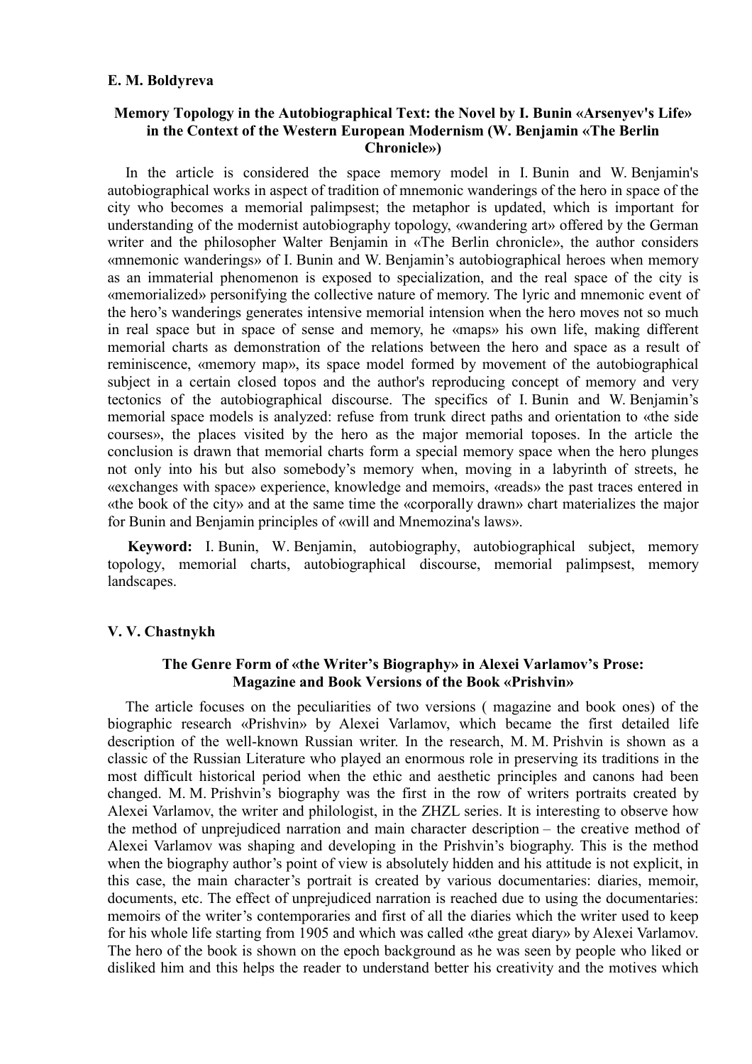**E. M. Boldyreva**

### Memory Topology in the Autobiographical Text: the Novel by I. Bunin «Arsenyev's Life» in the Context of the Western European Modernism (W. Benjamin «The Berlin Chronicle»)

In the article is considered the space memory model in I. Bunin and W. Benjamin's autobiographical works in aspect of tradition of mnemonic wanderings of the hero in space of the city who becomes a memorial palimpsest; the metaphor is updated, which is important for understanding of the modernist autobiography topology, «wandering art» offered by the German writer and the philosopher Walter Benjamin in «The Berlin chronicle», the author considers «mnemonic wanderings» of I. Bunin and W. Benjamin's autobiographical heroes when memory as an immaterial phenomenon is exposed to specialization, and the real space of the city is «memorialized» personifying the collective nature of memory. The lyric and mnemonic event of the hero's wanderings generates intensive memorial intension when the hero moves not so much in real space but in space of sense and memory, he «maps» his own life, making different memorial charts as demonstration of the relations between the hero and space as a result of reminiscence, «memory map», its space model formed by movement of the autobiographical subject in a certain closed topos and the author's reproducing concept of memory and very tectonics of the autobiographical discourse. The specifics of I. Bunin and W. Benjamin's memorial space models is analyzed: refuse from trunk direct paths and orientation to «the side courses», the places visited by the hero as the major memorial toposes. In the article the conclusion is drawn that memorial charts form a special memory space when the hero plunges not only into his but also somebody's memory when, moving in a labyrinth of streets, he «exchanges with space» experience, knowledge and memoirs, «reads» the past traces entered in «the book of the city» and at the same time the «corporally drawn» chart materializes the major for Bunin and Benjamin principles of «will and Mnemozina's laws».

**Keyword:** I. Bunin, W. Benjamin, autobiography, autobiographical subject, memory topology, memorial charts, autobiographical discourse, memorial palimpsest, memory landscapes.

**V. V. Chastnykh**

### The Genre Form of «the Writer's Biography» in Alexei Varlamov's Prose: Magazine and Book Versions of the Book «Prishvin»

The article focuses on the peculiarities of two versions ( magazine and book ones) of the biographic research «Prishvin» by Alexei Varlamov, which became the first detailed life description of the well-known Russian writer. In the research, M. M. Prishvin is shown as a classic of the Russian Literature who played an enormous role in preserving its traditions in the most difficult historical period when the ethic and aesthetic principles and canons had been changed. M. M. Prishvin's biography was the first in the row of writers portraits created by Alexei Varlamov, the writer and philologist, in the ZHZL series. It is interesting to observe how the method of unprejudiced narration and main character description – the creative method of Alexei Varlamov was shaping and developing in the Prishvin's biography. This is the method when the biography author's point of view is absolutely hidden and his attitude is not explicit, in this case, the main character's portrait is created by various documentaries: diaries, memoir, documents, etc. The effect of unprejudiced narration is reached due to using the documentaries: memoirs of the writer's contemporaries and first of all the diaries which the writer used to keep for his whole life starting from 1905 and which was called «the great diary» by Alexei Varlamov. The hero of the book is shown on the epoch background as he was seen by people who liked or disliked him and this helps the reader to understand better his creativity and the motives which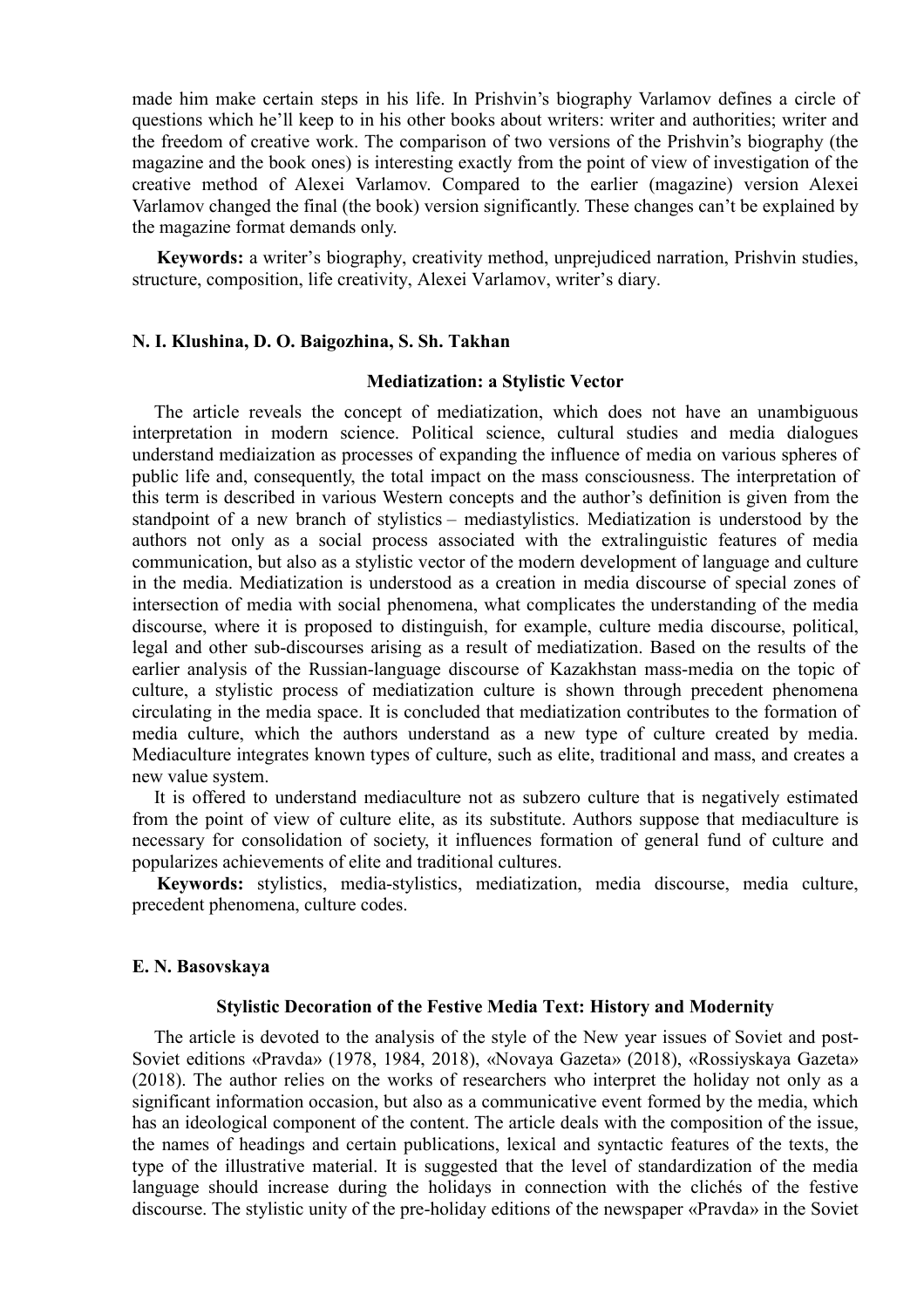made him make certain steps in his life. In Prishvin's biography Varlamov defines a circle of questions which he'll keep to in his other books about writers: writer and authorities; writer and the freedom of creative work. The comparison of two versions of the Prishvin's biography (the magazine and the book ones) is interesting exactly from the point of view of investigation of the creative method of Alexei Varlamov. Compared to the earlier (magazine) version Alexei Varlamov changed the final (the book) version significantly. These changes can't be explained by the magazine format demands only.

**Keywords:** a writer's biography, creativity method, unprejudiced narration, Prishvin studies, structure, composition, life creativity, Alexei Varlamov, writer's diary.

**N. I. Klushina, D. O. Baigozhina, S. Sh. Takhan**

### Mediatization: a Stylistic Vector

The article reveals the concept of mediatization, which does not have an unambiguous interpretation in modern science. Political science, cultural studies and media dialogues understand mediaization as processes of expanding the influence of media on various spheres of public life and, consequently, the total impact on the mass consciousness. The interpretation of this term is described in various Western concepts and the author's definition is given from the standpoint of a new branch of stylistics – mediastylistics. Mediatization is understood by the authors not only as a social process associated with the extralinguistic features of media communication, but also as a stylistic vector of the modern development of language and culture in the media. Mediatization is understood as a creation in media discourse of special zones of intersection of media with social phenomena, what complicates the understanding of the media discourse, where it is proposed to distinguish, for example, culture media discourse, political, legal and other sub-discourses arising as a result of mediatization. Based on the results of the earlier analysis of the Russian-language discourse of Kazakhstan mass-media on the topic of culture, a stylistic process of mediatization culture is shown through precedent phenomena circulating in the media space. It is concluded that mediatization contributes to the formation of media culture, which the authors understand as a new type of culture created by media. Mediaculture integrates known types of culture, such as elite, traditional and mass, and creates a new value system.

It is offered to understand mediaculture not as subzero culture that is negatively estimated from the point of view of culture elite, as its substitute. Authors suppose that mediaculture is necessary for consolidation of society, it influences formation of general fund of culture and popularizes achievements of elite and traditional cultures.

**Keywords:** stylistics, media-stylistics, mediatization, media discourse, media culture, precedent phenomena, culture codes.

**E. N. Basovskaya**

### Stylistic Decoration of the Festive Media Text: History and Modernity

The article is devoted to the analysis of the style of the New year issues of Soviet and post-Soviet editions «Pravda» (1978, 1984, 2018), «Novaya Gazeta» (2018), «Rossiyskaya Gazeta» (2018). The author relies on the works of researchers who interpret the holiday not only as a significant information occasion, but also as a communicative event formed by the media, which has an ideological component of the content. The article deals with the composition of the issue, the names of headings and certain publications, lexical and syntactic features of the texts, the type of the illustrative material. It is suggested that the level of standardization of the media language should increase during the holidays in connection with the clichés of the festive discourse. The stylistic unity of the pre-holiday editions of the newspaper «Pravda» in the Soviet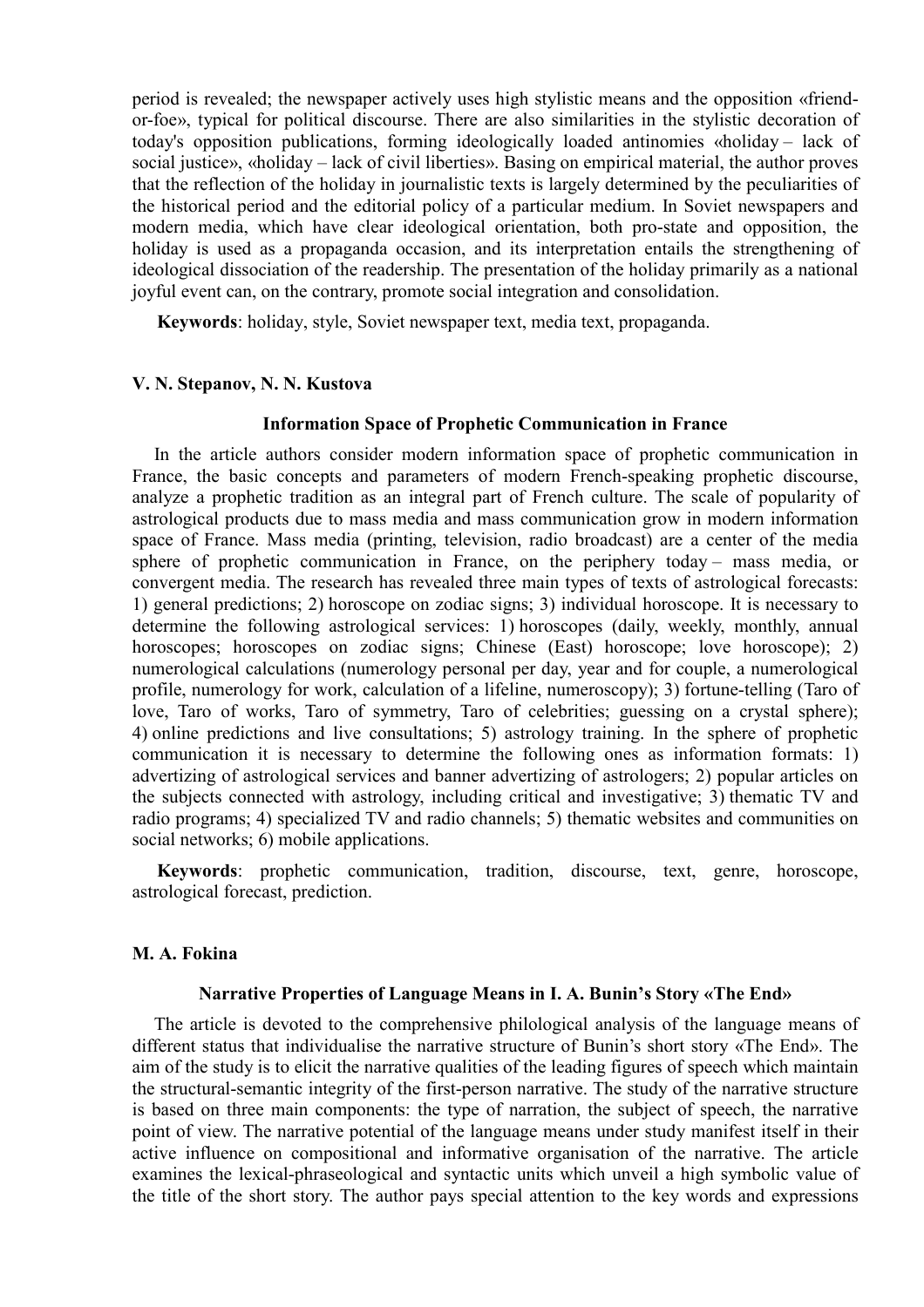period is revealed; the newspaper actively uses high stylistic means and the opposition «friend-or-foe», typical for political discourse. There are also similarities in the stylistic decoration of today's opposition publications, forming ideologically loaded antinomies «holiday – lack of social justice», «holiday – lack of civil liberties». Basing on empirical material, the author proves that the reflection of the holiday in journalistic texts is largely determined by the peculiarities of the historical period and the editorial policy of a particular medium. In Soviet newspapers and modern media, which have clear ideological orientation, both pro-state and opposition, the holiday is used as a propaganda occasion, and its interpretation entails the strengthening of ideological dissociation of the readership. The presentation of the holiday primarily as a national joyful event can, on the contrary, promote social integration and consolidation.

**Keywords**: holiday, style, Soviet newspaper text, media text, propaganda.

**V. N. Stepanov, N. N. Kustova**

### Information Space of Prophetic Communication in France

In the article authors consider modern information space of prophetic communication in France, the basic concepts and parameters of modern French-speaking prophetic discourse, analyze a prophetic tradition as an integral part of French culture. The scale of popularity of astrological products due to mass media and mass communication grow in modern information space of France. Mass media (printing, television, radio broadcast) are a center of the media sphere of prophetic communication in France, on the periphery today – mass media, or convergent media. The research has revealed three main types of texts of astrological forecasts: 1) general predictions; 2) horoscope on zodiac signs; 3) individual horoscope. It is necessary to determine the following astrological services: 1) horoscopes (daily, weekly, monthly, annual horoscopes; horoscopes on zodiac signs; Chinese (East) horoscope; love horoscope); 2) numerological calculations (numerology personal per day, year and for couple, a numerological profile, numerology for work, calculation of a lifeline, numeroscopy); 3) fortune-telling (Taro of love, Taro of works, Taro of symmetry, Taro of celebrities; guessing on a crystal sphere); 4) online predictions and live consultations; 5) astrology training. In the sphere of prophetic communication it is necessary to determine the following ones as information formats: 1) advertizing of astrological services and banner advertizing of astrologers; 2) popular articles on the subjects connected with astrology, including critical and investigative; 3) thematic TV and radio programs; 4) specialized TV and radio channels; 5) thematic websites and communities on social networks; 6) mobile applications.

**Keywords**: prophetic communication, tradition, discourse, text, genre, horoscope, astrological forecast, prediction.

**M. A. Fokina**

### Narrative Properties of Language Means in I. A. Bunin's Story «The End»

The article is devoted to the comprehensive philological analysis of the language means of different status that individualise the narrative structure of Bunin's short story «The End». The aim of the study is to elicit the narrative qualities of the leading figures of speech which maintain the structural-semantic integrity of the first-person narrative. The study of the narrative structure is based on three main components: the type of narration, the subject of speech, the narrative point of view. The narrative potential of the language means under study manifest itself in their active influence on compositional and informative organisation of the narrative. The article examines the lexical-phraseological and syntactic units which unveil a high symbolic value of the title of the short story. The author pays special attention to the key words and expressions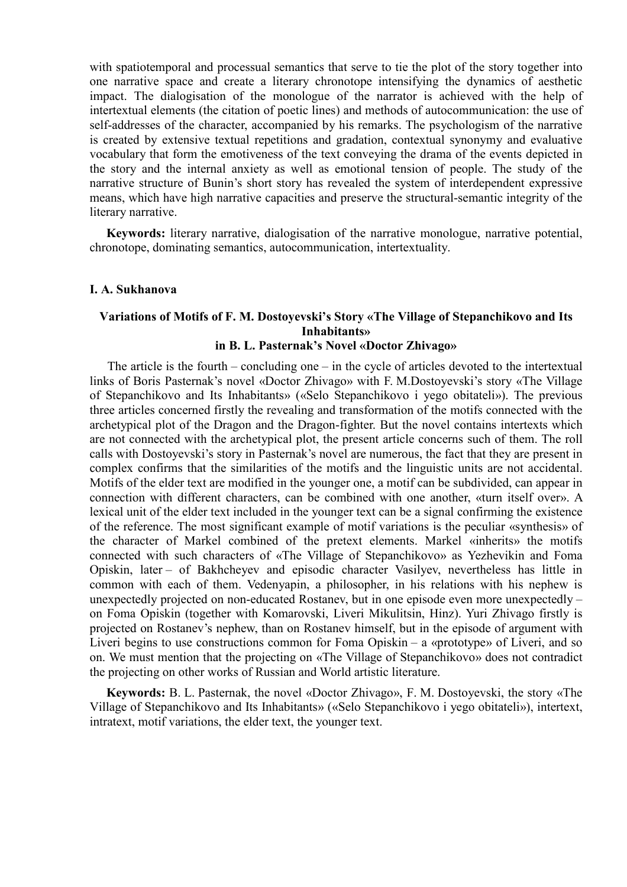with spatiotemporal and processual semantics that serve to tie the plot of the story together into one narrative space and create a literary chronotope intensifying the dynamics of aesthetic impact. The dialogisation of the monologue of the narrator is achieved with the help of intertextual elements (the citation of poetic lines) and methods of autocommunication: the use of self-addresses of the character, accompanied by his remarks. The psychologism of the narrative is created by extensive textual repetitions and gradation, contextual synonymy and evaluative vocabulary that form the emotiveness of the text conveying the drama of the events depicted in the story and the internal anxiety as well as emotional tension of people. The study of the narrative structure of Bunin's short story has revealed the system of interdependent expressive means, which have high narrative capacities and preserve the structural-semantic integrity of the literary narrative.

**Keywords:** literary narrative, dialogisation of the narrative monologue, narrative potential, chronotope, dominating semantics, autocommunication, intertextuality.

**I. A. Sukhanova**

### Variations of Motifs of F. M. Dostoyevski's Story «The Village of Stepanchikovo and Its Inhabitants» in B. L. Pasternak's Novel «Doctor Zhivago»

The article is the fourth – concluding one – in the cycle of articles devoted to the intertextual links of Boris Pasternak's novel «Doctor Zhivago» with F. M.Dostoyevski's story «The Village of Stepanchikovo and Its Inhabitants» («Selo Stepanchikovo i yego obitateli»). The previous three articles concerned firstly the revealing and transformation of the motifs connected with the archetypical plot of the Dragon and the Dragon-fighter. But the novel contains intertexts which are not connected with the archetypical plot, the present article concerns such of them. The roll calls with Dostoyevski's story in Pasternak's novel are numerous, the fact that they are present in complex confirms that the similarities of the motifs and the linguistic units are not accidental. Motifs of the elder text are modified in the younger one, a motif can be subdivided, can appear in connection with different characters, can be combined with one another, «turn itself over». A lexical unit of the elder text included in the younger text can be a signal confirming the existence of the reference. The most significant example of motif variations is the peculiar «synthesis» of the character of Markel combined of the pretext elements. Markel «inherits» the motifs connected with such characters of «The Village of Stepanchikovo» as Yezhevikin and Foma Opiskin, later – of Bakhcheyev and episodic character Vasilyev, nevertheless has little in common with each of them. Vedenyapin, a philosopher, in his relations with his nephew is unexpectedly projected on non-educated Rostanev, but in one episode even more unexpectedly – on Foma Opiskin (together with Komarovski, Liveri Mikulitsin, Hinz). Yuri Zhivago firstly is projected on Rostanev's nephew, than on Rostanev himself, but in the episode of argument with Liveri begins to use constructions common for Foma Opiskin – a «prototype» of Liveri, and so on. We must mention that the projecting on «The Village of Stepanchikovo» does not contradict the projecting on other works of Russian and World artistic literature.

**Keywords:** B. L. Pasternak, the novel «Doctor Zhivago», F. M. Dostoyevski, the story «The Village of Stepanchikovo and Its Inhabitants» («Selo Stepanchikovo i yego obitateli»), intertext, intratext, motif variations, the elder text, the younger text.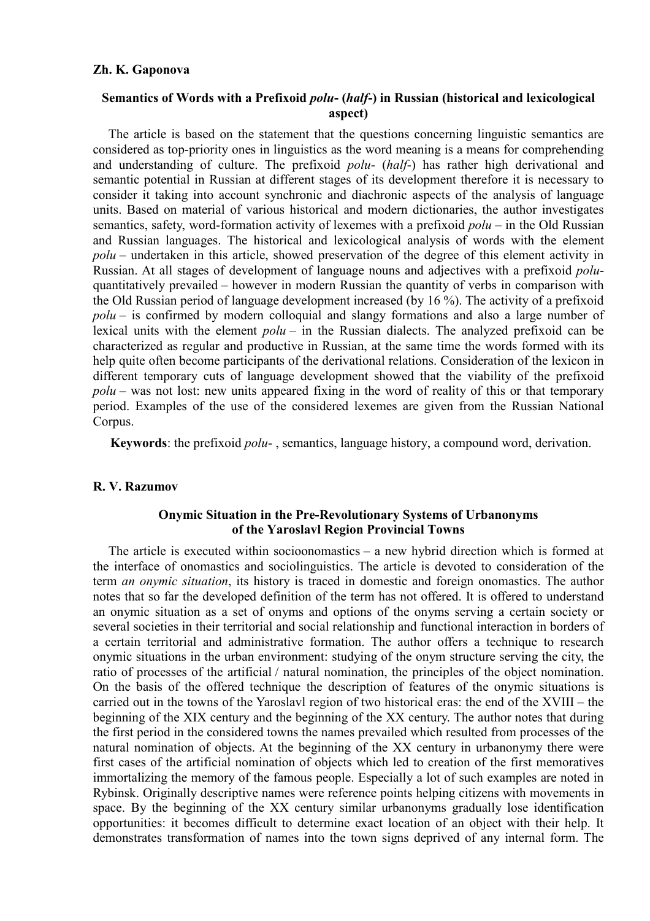**Zh. K. Gaponova**

### Semantics of Words with a Prefixoid *polu-* (*half-*) in Russian (historical and lexicological aspect)

The article is based on the statement that the questions concerning linguistic semantics are considered as top-priority ones in linguistics as the word meaning is a means for comprehending and understanding of culture. The prefixoid *polu-* (*half-*) has rather high derivational and semantic potential in Russian at different stages of its development therefore it is necessary to consider it taking into account synchronic and diachronic aspects of the analysis of language units. Based on material of various historical and modern dictionaries, the author investigates semantics, safety, word-formation activity of lexemes with a prefixoid *polu* – in the Old Russian and Russian languages. The historical and lexicological analysis of words with the element *polu* – undertaken in this article, showed preservation of the degree of this element activity in Russian. At all stages of development of language nouns and adjectives with a prefixoid *polu-* quantitatively prevailed – however in modern Russian the quantity of verbs in comparison with the Old Russian period of language development increased (by 16 %). The activity of a prefixoid *polu* – is confirmed by modern colloquial and slangy formations and also a large number of lexical units with the element *polu* – in the Russian dialects. The analyzed prefixoid can be characterized as regular and productive in Russian, at the same time the words formed with its help quite often become participants of the derivational relations. Consideration of the lexicon in different temporary cuts of language development showed that the viability of the prefixoid *polu* – was not lost: new units appeared fixing in the word of reality of this or that temporary period. Examples of the use of the considered lexemes are given from the Russian National Corpus.

**Keywords**: the prefixoid *polu-* , semantics, language history, a compound word, derivation.

**R. V. Razumov**

### Onymic Situation in the Pre-Revolutionary Systems of Urbanonyms of the Yaroslavl Region Provincial Towns

The article is executed within socioonomastics – a new hybrid direction which is formed at the interface of onomastics and sociolinguistics. The article is devoted to consideration of the term *an onymic situation*, its history is traced in domestic and foreign onomastics. The author notes that so far the developed definition of the term has not offered. It is offered to understand an onymic situation as a set of onyms and options of the onyms serving a certain society or several societies in their territorial and social relationship and functional interaction in borders of a certain territorial and administrative formation. The author offers a technique to research onymic situations in the urban environment: studying of the onym structure serving the city, the ratio of processes of the artificial / natural nomination, the principles of the object nomination. On the basis of the offered technique the description of features of the onymic situations is carried out in the towns of the Yaroslavl region of two historical eras: the end of the XVIII – the beginning of the XIX century and the beginning of the XX century. The author notes that during the first period in the considered towns the names prevailed which resulted from processes of the natural nomination of objects. At the beginning of the XX century in urbanonymy there were first cases of the artificial nomination of objects which led to creation of the first memoratives immortalizing the memory of the famous people. Especially a lot of such examples are noted in Rybinsk. Originally descriptive names were reference points helping citizens with movements in space. By the beginning of the XX century similar urbanonyms gradually lose identification opportunities: it becomes difficult to determine exact location of an object with their help. It demonstrates transformation of names into the town signs deprived of any internal form. The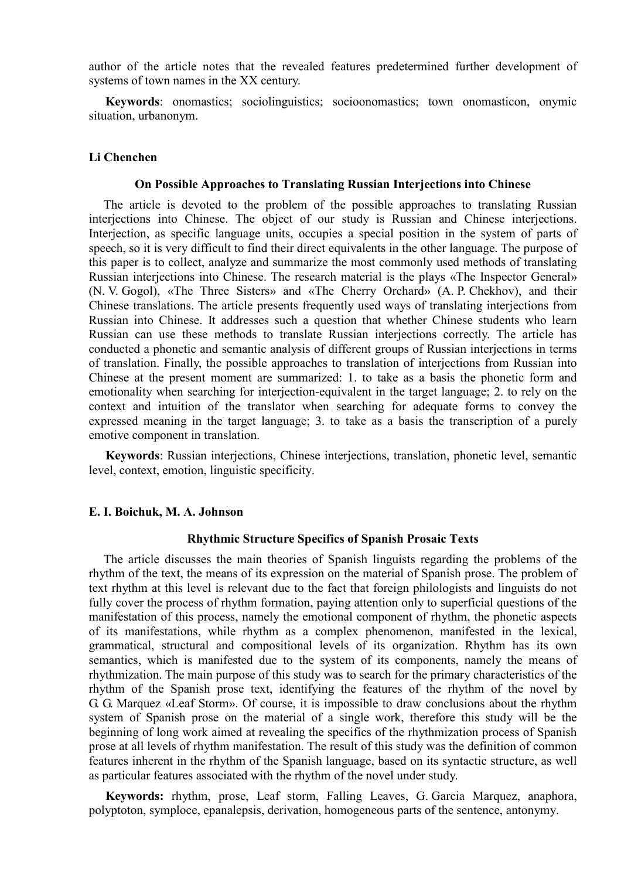author of the article notes that the revealed features predetermined further development of systems of town names in the XX century.

**Keywords**: onomastics; sociolinguistics; socioonomastics; town onomasticon, onymic situation, urbanonym.

**Li Chenchen**

### On Possible Approaches to Translating Russian Interjections into Chinese

The article is devoted to the problem of the possible approaches to translating Russian interjections into Chinese. The object of our study is Russian and Chinese interjections. Interjection, as specific language units, occupies a special position in the system of parts of speech, so it is very difficult to find their direct equivalents in the other language. The purpose of this paper is to collect, analyze and summarize the most commonly used methods of translating Russian interjections into Chinese. The research material is the plays «The Inspector General» (N. V. Gogol), «The Three Sisters» and «The Cherry Orchard» (A. P. Chekhov), and their Chinese translations. The article presents frequently used ways of translating interjections from Russian into Chinese. It addresses such a question that whether Chinese students who learn Russian can use these methods to translate Russian interjections correctly. The article has conducted a phonetic and semantic analysis of different groups of Russian interjections in terms of translation. Finally, the possible approaches to translation of interjections from Russian into Chinese at the present moment are summarized: 1. to take as a basis the phonetic form and emotionality when searching for interjection-equivalent in the target language; 2. to rely on the context and intuition of the translator when searching for adequate forms to convey the expressed meaning in the target language; 3. to take as a basis the transcription of a purely emotive component in translation.

**Keywords**: Russian interjections, Chinese interjections, translation, phonetic level, semantic level, context, emotion, linguistic specificity.

**E. I. Boichuk, M. A. Johnson**

### Rhythmic Structure Specifics of Spanish Prosaic Texts

The article discusses the main theories of Spanish linguists regarding the problems of the rhythm of the text, the means of its expression on the material of Spanish prose. The problem of text rhythm at this level is relevant due to the fact that foreign philologists and linguists do not fully cover the process of rhythm formation, paying attention only to superficial questions of the manifestation of this process, namely the emotional component of rhythm, the phonetic aspects of its manifestations, while rhythm as a complex phenomenon, manifested in the lexical, grammatical, structural and compositional levels of its organization. Rhythm has its own semantics, which is manifested due to the system of its components, namely the means of rhythmization. The main purpose of this study was to search for the primary characteristics of the rhythm of the Spanish prose text, identifying the features of the rhythm of the novel by G. G. Marquez «Leaf Storm». Of course, it is impossible to draw conclusions about the rhythm system of Spanish prose on the material of a single work, therefore this study will be the beginning of long work aimed at revealing the specifics of the rhythmization process of Spanish prose at all levels of rhythm manifestation. The result of this study was the definition of common features inherent in the rhythm of the Spanish language, based on its syntactic structure, as well as particular features associated with the rhythm of the novel under study.

**Keywords:** rhythm, prose, Leaf storm, Falling Leaves, G. Garcia Marquez, anaphora, polyptoton, symploce, epanalepsis, derivation, homogeneous parts of the sentence, antonymy.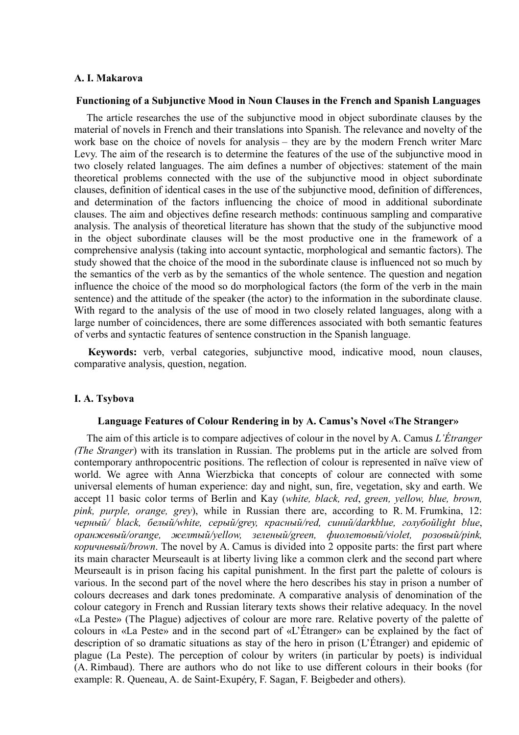**A. I. Makarova**

### Functioning of a Subjunctive Mood in Noun Clauses in the French and Spanish Languages

The article researches the use of the subjunctive mood in object subordinate clauses by the material of novels in French and their translations into Spanish. The relevance and novelty of the work base on the choice of novels for analysis – they are by the modern French writer Marc Levy. The aim of the research is to determine the features of the use of the subjunctive mood in two closely related languages. The aim defines a number of objectives: statement of the main theoretical problems connected with the use of the subjunctive mood in object subordinate clauses, definition of identical cases in the use of the subjunctive mood, definition of differences, and determination of the factors influencing the choice of mood in additional subordinate clauses. The aim and objectives define research methods: continuous sampling and comparative analysis. The analysis of theoretical literature has shown that the study of the subjunctive mood in the object subordinate clauses will be the most productive one in the framework of a comprehensive analysis (taking into account syntactic, morphological and semantic factors). The study showed that the choice of the mood in the subordinate clause is influenced not so much by the semantics of the verb as by the semantics of the whole sentence. The question and negation influence the choice of the mood so do morphological factors (the form of the verb in the main sentence) and the attitude of the speaker (the actor) to the information in the subordinate clause. With regard to the analysis of the use of mood in two closely related languages, along with a large number of coincidences, there are some differences associated with both semantic features of verbs and syntactic features of sentence construction in the Spanish language.

**Keywords:** verb, verbal categories, subjunctive mood, indicative mood, noun clauses, comparative analysis, question, negation.

**I. A. Tsybova**

### Language Features of Colour Rendering in by A. Camus's Novel «The Stranger»

The aim of this article is to compare adjectives of colour in the novel by A. Camus *L'Étranger (The Stranger*) with its translation in Russian. The problems put in the article are solved from contemporary anthropocentric positions. The reflection of colour is represented in naïve view of world. We agree with Anna Wierzbicka that concepts of colour are connected with some universal elements of human experience: day and night, sun, fire, vegetation, sky and earth. We accept 11 basic color terms of Berlin and Kay (*white, black, red*, *green, yellow, blue, brown, pink, purple, orange, grey*), while in Russian there are, according to R. M. Frumkina, 12: *черный/ black, белый/white, серый/grey, красный/red, синий/darkblue, голубойlight blue*, *оранжевый/orange, желтый/yellow, зеленый/green, фиолетовый/violet, розовый/pink, коричневый/brown*. The novel by A. Camus is divided into 2 opposite parts: the first part where its main character Meurseault is at liberty living like a common clerk and the second part where Meurseault is in prison facing his capital punishment. In the first part the palette of colours is various. In the second part of the novel where the hero describes his stay in prison a number of colours decreases and dark tones predominate. A comparative analysis of denomination of the colour category in French and Russian literary texts shows their relative adequacy. In the novel «La Peste» (The Plague) adjectives of colour are more rare. Relative poverty of the palette of colours in «La Peste» and in the second part of «L'Étranger» can be explained by the fact of description of so dramatic situations as stay of the hero in prison (L'Étranger) and epidemic of plague (La Peste). The perception of colour by writers (in particular by poets) is individual (A. Rimbaud). There are authors who do not like to use different colours in their books (for example: R. Queneau, A. de Saint-Exupéry, F. Sagan, F. Beigbeder and others).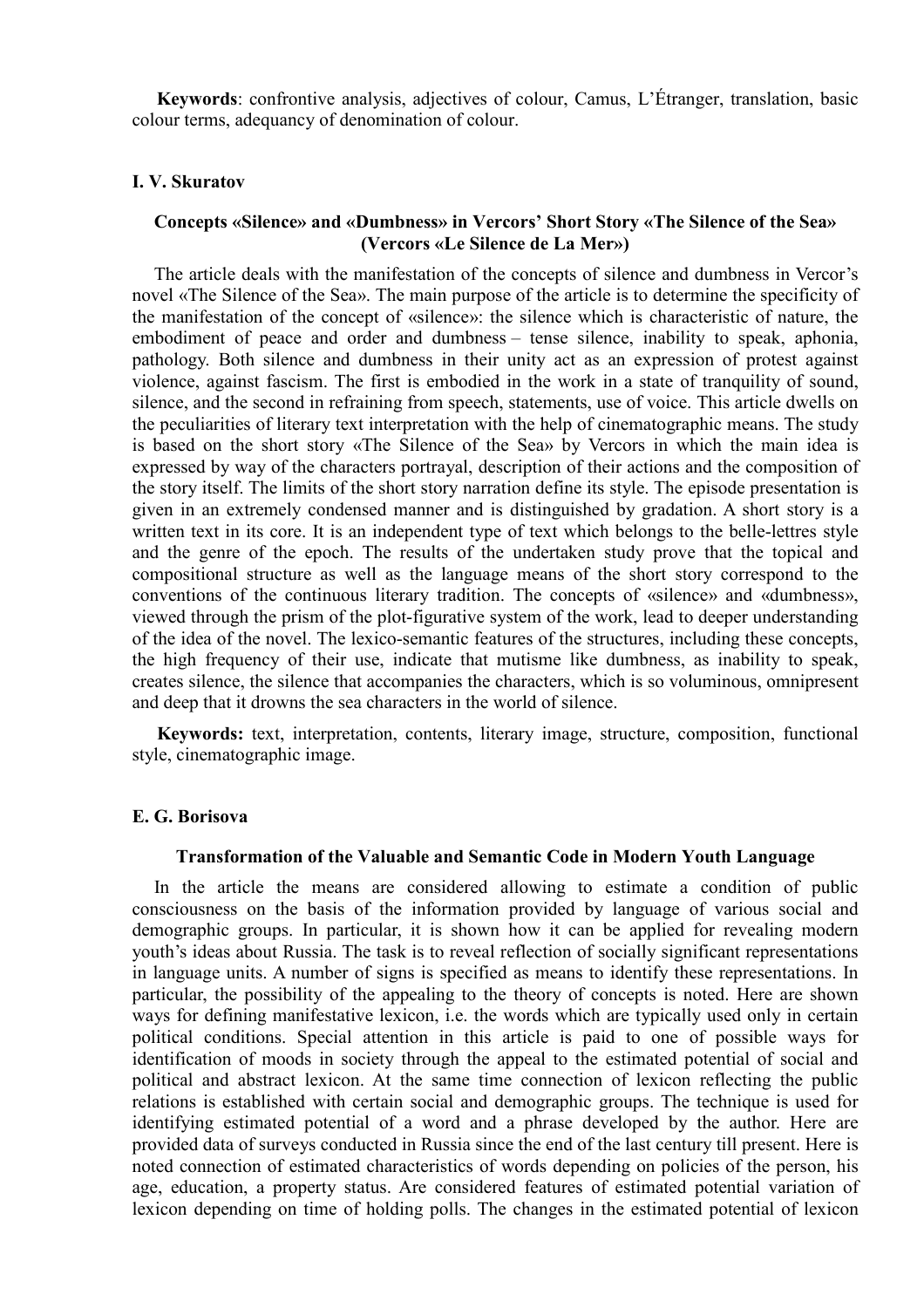**Keywords**: confrontive analysis, adjectives of colour, Camus, L'Étranger, translation, basic colour terms, adequancy of denomination of colour.

#### I. V. Skuratov

### Concepts «Silence» and «Dumbness» in Vercors' Short Story «The Silence of the Sea» (Vercors «Le Silence de La Mer»)

The article deals with the manifestation of the concepts of silence and dumbness in Vercor's novel «The Silence of the Sea». The main purpose of the article is to determine the specificity of the manifestation of the concept of «silence»: the silence which is characteristic of nature, the embodiment of peace and order and dumbness – tense silence, inability to speak, aphonia, pathology. Both silence and dumbness in their unity act as an expression of protest against violence, against fascism. The first is embodied in the work in a state of tranquility of sound, silence, and the second in refraining from speech, statements, use of voice. This article dwells on the peculiarities of literary text interpretation with the help of cinematographic means. The study is based on the short story «The Silence of the Sea» by Vercors in which the main idea is expressed by way of the characters portrayal, description of their actions and the composition of the story itself. The limits of the short story narration define its style. The episode presentation is given in an extremely condensed manner and is distinguished by gradation. A short story is a written text in its core. It is an independent type of text which belongs to the belle-lettres style and the genre of the epoch. The results of the undertaken study prove that the topical and compositional structure as well as the language means of the short story correspond to the conventions of the continuous literary tradition. The concepts of «silence» and «dumbness», viewed through the prism of the plot-figurative system of the work, lead to deeper understanding of the idea of the novel. The lexico-semantic features of the structures, including these concepts, the high frequency of their use, indicate that mutisme like dumbness, as inability to speak, creates silence, the silence that accompanies the characters, which is so voluminous, omnipresent and deep that it drowns the sea characters in the world of silence.

**Keywords:** text, interpretation, contents, literary image, structure, composition, functional style, cinematographic image.

#### E. G. Borisova

### Transformation of the Valuable and Semantic Code in Modern Youth Language

In the article the means are considered allowing to estimate a condition of public consciousness on the basis of the information provided by language of various social and demographic groups. In particular, it is shown how it can be applied for revealing modern youth's ideas about Russia. The task is to reveal reflection of socially significant representations in language units. A number of signs is specified as means to identify these representations. In particular, the possibility of the appealing to the theory of concepts is noted. Here are shown ways for defining manifestative lexicon, i.e. the words which are typically used only in certain political conditions. Special attention in this article is paid to one of possible ways for identification of moods in society through the appeal to the estimated potential of social and political and abstract lexicon. At the same time connection of lexicon reflecting the public relations is established with certain social and demographic groups. The technique is used for identifying estimated potential of a word and a phrase developed by the author. Here are provided data of surveys conducted in Russia since the end of the last century till present. Here is noted connection of estimated characteristics of words depending on policies of the person, his age, education, a property status. Are considered features of estimated potential variation of lexicon depending on time of holding polls. The changes in the estimated potential of lexicon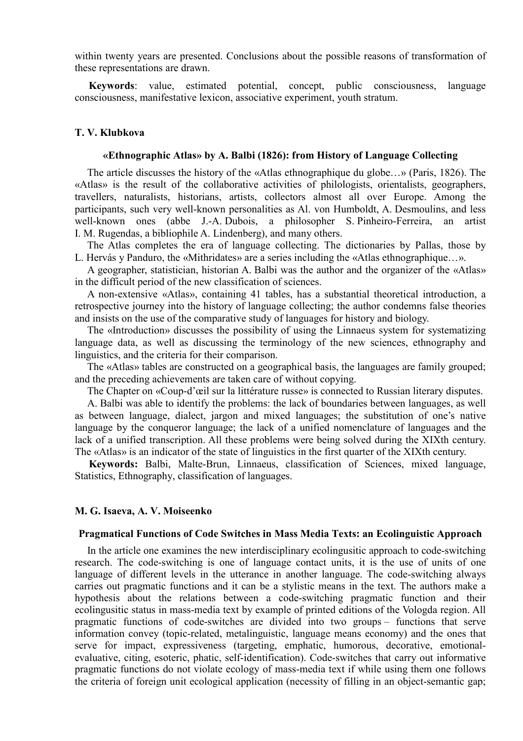within twenty years are presented. Conclusions about the possible reasons of transformation of these representations are drawn.

**Keywords**: value, estimated potential, concept, public consciousness, language consciousness, manifestative lexicon, associative experiment, youth stratum.

**T. V. Klubkova**

### «Ethnographic Atlas» by A. Balbi (1826): from History of Language Collecting

The article discusses the history of the «Atlas ethnographique du globe…» (Paris, 1826). The «Atlas» is the result of the collaborative activities of philologists, orientalists, geographers, travellers, naturalists, historians, artists, collectors almost all over Europe. Among the participants, such very well-known personalities as Al. von Humboldt, A. Desmoulins, and less well-known ones (abbe J.-A. Dubois, a philosopher S. Pinheiro-Ferreira, an artist I. M. Rugendas, a bibliophile A. Lindenberg), and many others.

The Atlas completes the era of language collecting. The dictionaries by Pallas, those by L. Hervás y Panduro, the «Mithridates» are a series including the «Atlas ethnographique…».

A geographer, statistician, historian A. Balbi was the author and the organizer of the «Atlas» in the difficult period of the new classification of sciences.

A non-extensive «Atlas», containing 41 tables, has a substantial theoretical introduction, a retrospective journey into the history of language collecting; the author condemns false theories and insists on the use of the comparative study of languages for history and biology.

The «Introduction» discusses the possibility of using the Linnaeus system for systematizing language data, as well as discussing the terminology of the new sciences, ethnography and linguistics, and the criteria for their comparison.

The «Atlas» tables are constructed on a geographical basis, the languages are family grouped; and the preceding achievements are taken care of without copying.

The Chapter on «Coup-d'œil sur la littérature russe» is connected to Russian literary disputes.

A. Balbi was able to identify the problems: the lack of boundaries between languages, as well as between language, dialect, jargon and mixed languages; the substitution of one's native language by the conqueror language; the lack of a unified nomenclature of languages and the lack of a unified transcription. All these problems were being solved during the XIXth century. The «Atlas» is an indicator of the state of linguistics in the first quarter of the XIXth century.

**Keywords:** Balbi, Malte-Brun, Linnaeus, classification of Sciences, mixed language, Statistics, Ethnography, classification of languages.

**M. G. Isaeva, A. V. Moiseenko**

### Pragmatical Functions of Code Switches in Mass Media Texts: an Ecolinguistic Approach

In the article one examines the new interdisciplinary ecolingusitic approach to code-switching research. The code-switching is one of language contact units, it is the use of units of one language of different levels in the utterance in another language. The code-switching always carries out pragmatic functions and it can be a stylistic means in the text. The authors make a hypothesis about the relations between a code-switching pragmatic function and their ecolingusitic status in mass-media text by example of printed editions of the Vologda region. All pragmatic functions of code-switches are divided into two groups – functions that serve information convey (topic-related, metalinguistic, language means economy) and the ones that serve for impact, expressiveness (targeting, emphatic, humorous, decorative, emotional-evaluative, citing, esoteric, phatic, self-identification). Code-switches that carry out informative pragmatic functions do not violate ecology of mass-media text if while using them one follows the criteria of foreign unit ecological application (necessity of filling in an object-semantic gap;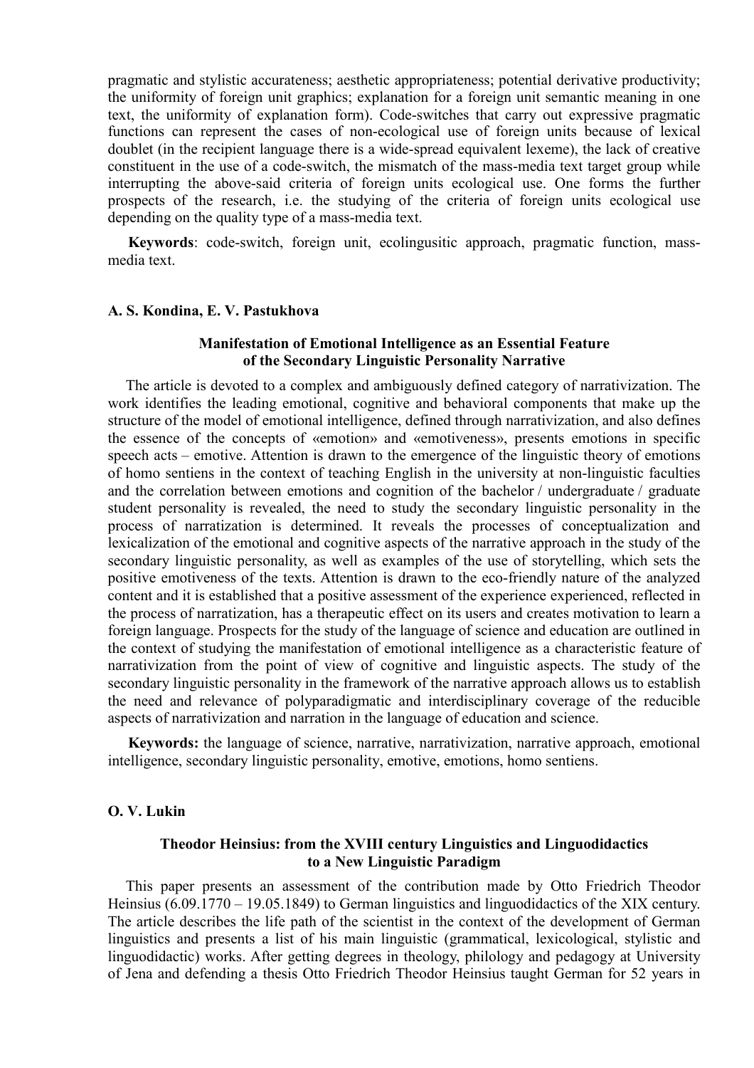pragmatic and stylistic accurateness; aesthetic appropriateness; potential derivative productivity; the uniformity of foreign unit graphics; explanation for a foreign unit semantic meaning in one text, the uniformity of explanation form). Code-switches that carry out expressive pragmatic functions can represent the cases of non-ecological use of foreign units because of lexical doublet (in the recipient language there is a wide-spread equivalent lexeme), the lack of creative constituent in the use of a code-switch, the mismatch of the mass-media text target group while interrupting the above-said criteria of foreign units ecological use. One forms the further prospects of the research, i.e. the studying of the criteria of foreign units ecological use depending on the quality type of a mass-media text.

**Keywords**: code-switch, foreign unit, ecolingusitic approach, pragmatic function, mass-media text.

**A. S. Kondina, E. V. Pastukhova**

### Manifestation of Emotional Intelligence as an Essential Feature of the Secondary Linguistic Personality Narrative

The article is devoted to a complex and ambiguously defined category of narrativization. The work identifies the leading emotional, cognitive and behavioral components that make up the structure of the model of emotional intelligence, defined through narrativization, and also defines the essence of the concepts of «emotion» and «emotiveness», presents emotions in specific speech acts – emotive. Attention is drawn to the emergence of the linguistic theory of emotions of homo sentiens in the context of teaching English in the university at non-linguistic faculties and the correlation between emotions and cognition of the bachelor / undergraduate / graduate student personality is revealed, the need to study the secondary linguistic personality in the process of narratization is determined. It reveals the processes of conceptualization and lexicalization of the emotional and cognitive aspects of the narrative approach in the study of the secondary linguistic personality, as well as examples of the use of storytelling, which sets the positive emotiveness of the texts. Attention is drawn to the eco-friendly nature of the analyzed content and it is established that a positive assessment of the experience experienced, reflected in the process of narratization, has a therapeutic effect on its users and creates motivation to learn a foreign language. Prospects for the study of the language of science and education are outlined in the context of studying the manifestation of emotional intelligence as a characteristic feature of narrativization from the point of view of cognitive and linguistic aspects. The study of the secondary linguistic personality in the framework of the narrative approach allows us to establish the need and relevance of polyparadigmatic and interdisciplinary coverage of the reducible aspects of narrativization and narration in the language of education and science.

**Keywords:** the language of science, narrative, narrativization, narrative approach, emotional intelligence, secondary linguistic personality, emotive, emotions, homo sentiens.

**O. V. Lukin**

### Theodor Heinsius: from the XVIII century Linguistics and Linguodidactics to a New Linguistic Paradigm

This paper presents an assessment of the contribution made by Otto Friedrich Theodor Heinsius (6.09.1770 – 19.05.1849) to German linguistics and linguodidactics of the XIX century. The article describes the life path of the scientist in the context of the development of German linguistics and presents a list of his main linguistic (grammatical, lexicological, stylistic and linguodidactic) works. After getting degrees in theology, philology and pedagogy at University of Jena and defending a thesis Otto Friedrich Theodor Heinsius taught German for 52 years in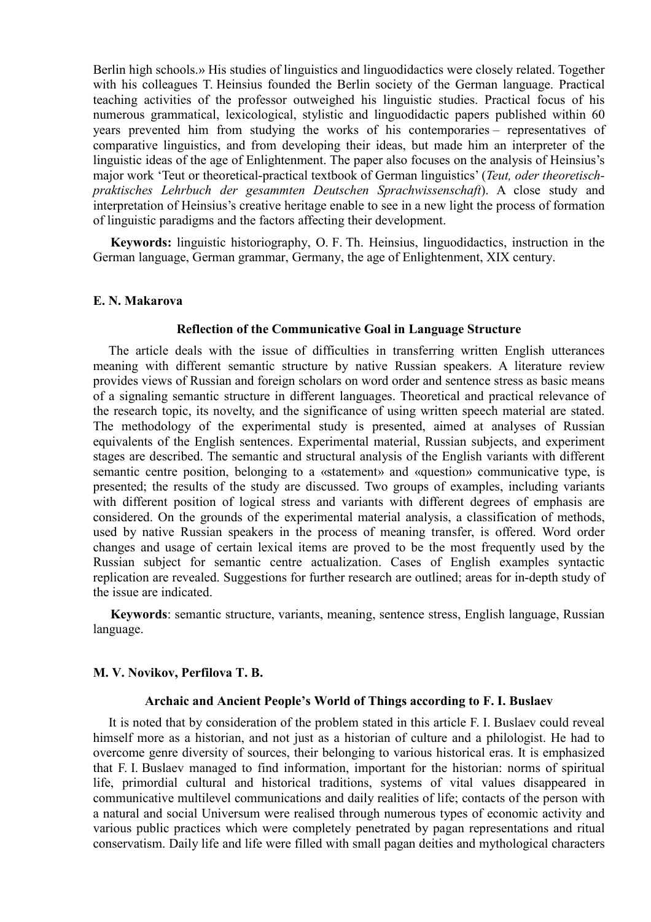Berlin high schools.» His studies of linguistics and linguodidactics were closely related. Together with his colleagues T. Heinsius founded the Berlin society of the German language. Practical teaching activities of the professor outweighed his linguistic studies. Practical focus of his numerous grammatical, lexicological, stylistic and linguodidactic papers published within 60 years prevented him from studying the works of his contemporaries – representatives of comparative linguistics, and from developing their ideas, but made him an interpreter of the linguistic ideas of the age of Enlightenment. The paper also focuses on the analysis of Heinsius's major work 'Teut or theoretical-practical textbook of German linguistics' (*Teut, oder theoretisch-praktisches Lehrbuch der gesammten Deutschen Sprachwissenschaft*). A close study and interpretation of Heinsius's creative heritage enable to see in a new light the process of formation of linguistic paradigms and the factors affecting their development.

**Keywords:** linguistic historiography, O. F. Th. Heinsius, linguodidactics, instruction in the German language, German grammar, Germany, the age of Enlightenment, XIX century.

**E. N. Makarova**

### Reflection of the Communicative Goal in Language Structure

The article deals with the issue of difficulties in transferring written English utterances meaning with different semantic structure by native Russian speakers. A literature review provides views of Russian and foreign scholars on word order and sentence stress as basic means of a signaling semantic structure in different languages. Theoretical and practical relevance of the research topic, its novelty, and the significance of using written speech material are stated. The methodology of the experimental study is presented, aimed at analyses of Russian equivalents of the English sentences. Experimental material, Russian subjects, and experiment stages are described. The semantic and structural analysis of the English variants with different semantic centre position, belonging to a «statement» and «question» communicative type, is presented; the results of the study are discussed. Two groups of examples, including variants with different position of logical stress and variants with different degrees of emphasis are considered. On the grounds of the experimental material analysis, a classification of methods, used by native Russian speakers in the process of meaning transfer, is offered. Word order changes and usage of certain lexical items are proved to be the most frequently used by the Russian subject for semantic centre actualization. Cases of English examples syntactic replication are revealed. Suggestions for further research are outlined; areas for in-depth study of the issue are indicated.

**Keywords**: semantic structure, variants, meaning, sentence stress, English language, Russian language.

**M. V. Novikov, Perfilova T. B.**

### Archaic and Ancient People's World of Things according to F. I. Buslaev

It is noted that by consideration of the problem stated in this article F. I. Buslaev could reveal himself more as a historian, and not just as a historian of culture and a philologist. He had to overcome genre diversity of sources, their belonging to various historical eras. It is emphasized that F. I. Buslaev managed to find information, important for the historian: norms of spiritual life, primordial cultural and historical traditions, systems of vital values disappeared in communicative multilevel communications and daily realities of life; contacts of the person with a natural and social Universum were realised through numerous types of economic activity and various public practices which were completely penetrated by pagan representations and ritual conservatism. Daily life and life were filled with small pagan deities and mythological characters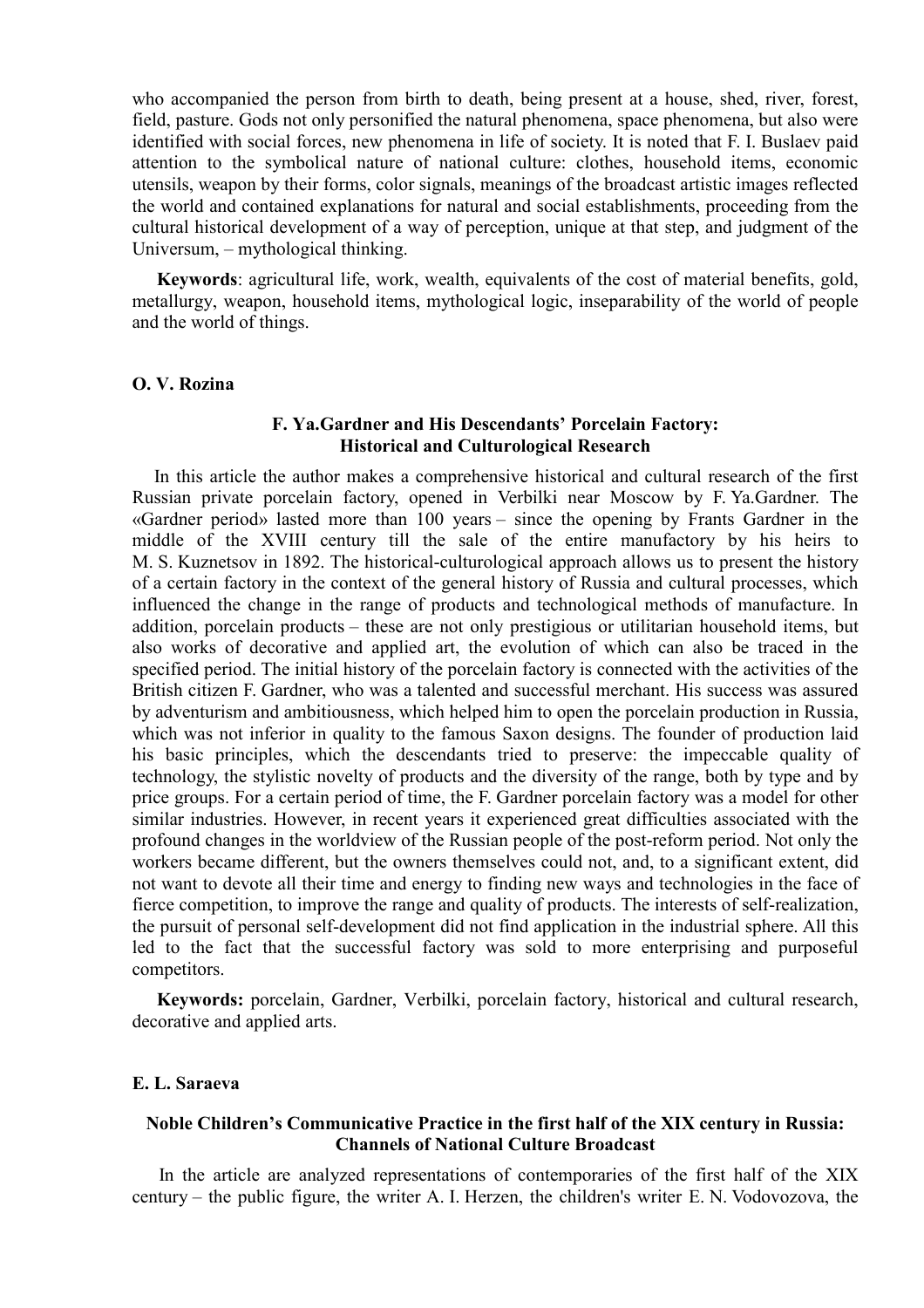who accompanied the person from birth to death, being present at a house, shed, river, forest, field, pasture. Gods not only personified the natural phenomena, space phenomena, but also were identified with social forces, new phenomena in life of society. It is noted that F. I. Buslaev paid attention to the symbolical nature of national culture: clothes, household items, economic utensils, weapon by their forms, color signals, meanings of the broadcast artistic images reflected the world and contained explanations for natural and social establishments, proceeding from the cultural historical development of a way of perception, unique at that step, and judgment of the Universum, – mythological thinking.

**Keywords**: agricultural life, work, wealth, equivalents of the cost of material benefits, gold, metallurgy, weapon, household items, mythological logic, inseparability of the world of people and the world of things.

**O. V. Rozina**

### F. Ya.Gardner and His Descendants' Porcelain Factory: Historical and Culturological Research

In this article the author makes a comprehensive historical and cultural research of the first Russian private porcelain factory, opened in Verbilki near Moscow by F. Ya.Gardner. The «Gardner period» lasted more than 100 years – since the opening by Frants Gardner in the middle of the XVIII century till the sale of the entire manufactory by his heirs to M. S. Kuznetsov in 1892. The historical-culturological approach allows us to present the history of a certain factory in the context of the general history of Russia and cultural processes, which influenced the change in the range of products and technological methods of manufacture. In addition, porcelain products – these are not only prestigious or utilitarian household items, but also works of decorative and applied art, the evolution of which can also be traced in the specified period. The initial history of the porcelain factory is connected with the activities of the British citizen F. Gardner, who was a talented and successful merchant. His success was assured by adventurism and ambitiousness, which helped him to open the porcelain production in Russia, which was not inferior in quality to the famous Saxon designs. The founder of production laid his basic principles, which the descendants tried to preserve: the impeccable quality of technology, the stylistic novelty of products and the diversity of the range, both by type and by price groups. For a certain period of time, the F. Gardner porcelain factory was a model for other similar industries. However, in recent years it experienced great difficulties associated with the profound changes in the worldview of the Russian people of the post-reform period. Not only the workers became different, but the owners themselves could not, and, to a significant extent, did not want to devote all their time and energy to finding new ways and technologies in the face of fierce competition, to improve the range and quality of products. The interests of self-realization, the pursuit of personal self-development did not find application in the industrial sphere. All this led to the fact that the successful factory was sold to more enterprising and purposeful competitors.

**Keywords:** porcelain, Gardner, Verbilki, porcelain factory, historical and cultural research, decorative and applied arts.

**E. L. Saraeva**

### Noble Children's Communicative Practice in the first half of the XIX century in Russia: Channels of National Culture Broadcast

In the article are analyzed representations of contemporaries of the first half of the XIX century – the public figure, the writer A. I. Herzen, the children's writer E. N. Vodovozova, the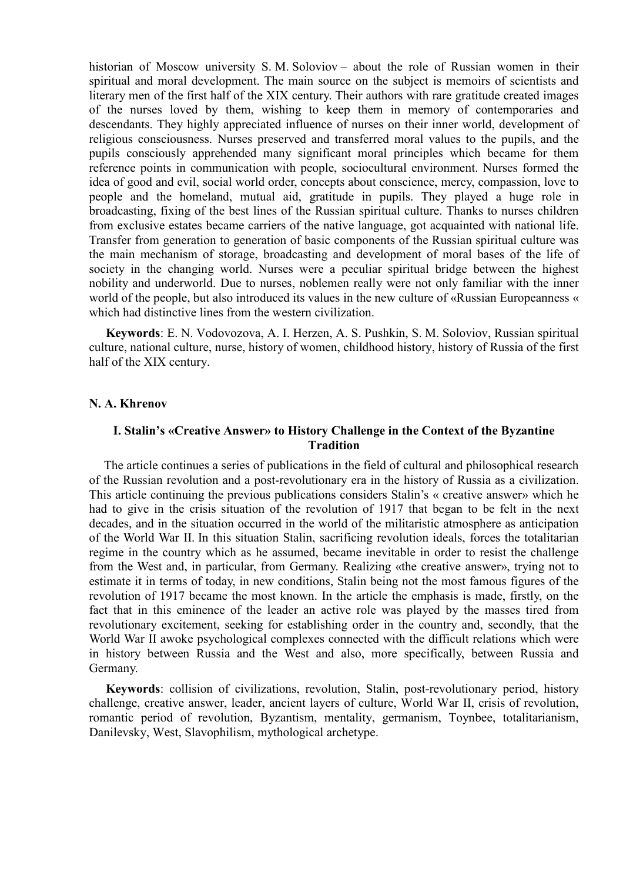historian of Moscow university S. M. Soloviov – about the role of Russian women in their spiritual and moral development. The main source on the subject is memoirs of scientists and literary men of the first half of the XIX century. Their authors with rare gratitude created images of the nurses loved by them, wishing to keep them in memory of contemporaries and descendants. They highly appreciated influence of nurses on their inner world, development of religious consciousness. Nurses preserved and transferred moral values to the pupils, and the pupils consciously apprehended many significant moral principles which became for them reference points in communication with people, sociocultural environment. Nurses formed the idea of good and evil, social world order, concepts about conscience, mercy, compassion, love to people and the homeland, mutual aid, gratitude in pupils. They played a huge role in broadcasting, fixing of the best lines of the Russian spiritual culture. Thanks to nurses children from exclusive estates became carriers of the native language, got acquainted with national life. Transfer from generation to generation of basic components of the Russian spiritual culture was the main mechanism of storage, broadcasting and development of moral bases of the life of society in the changing world. Nurses were a peculiar spiritual bridge between the highest nobility and underworld. Due to nurses, noblemen really were not only familiar with the inner world of the people, but also introduced its values in the new culture of «Russian Europeanness « which had distinctive lines from the western civilization.

**Keywords**: E. N. Vodovozova, A. I. Herzen, A. S. Pushkin, S. M. Soloviov, Russian spiritual culture, national culture, nurse, history of women, childhood history, history of Russia of the first half of the XIX century.

**N. A. Khrenov**

### I. Stalin's «Creative Answer» to History Challenge in the Context of the Byzantine Tradition

The article continues a series of publications in the field of cultural and philosophical research of the Russian revolution and a post-revolutionary era in the history of Russia as a civilization. This article continuing the previous publications considers Stalin's « creative answer» which he had to give in the crisis situation of the revolution of 1917 that began to be felt in the next decades, and in the situation occurred in the world of the militaristic atmosphere as anticipation of the World War II. In this situation Stalin, sacrificing revolution ideals, forces the totalitarian regime in the country which as he assumed, became inevitable in order to resist the challenge from the West and, in particular, from Germany. Realizing «the creative answer», trying not to estimate it in terms of today, in new conditions, Stalin being not the most famous figures of the revolution of 1917 became the most known. In the article the emphasis is made, firstly, on the fact that in this eminence of the leader an active role was played by the masses tired from revolutionary excitement, seeking for establishing order in the country and, secondly, that the World War II awoke psychological complexes connected with the difficult relations which were in history between Russia and the West and also, more specifically, between Russia and Germany.

**Keywords**: collision of civilizations, revolution, Stalin, post-revolutionary period, history challenge, creative answer, leader, ancient layers of culture, World War II, crisis of revolution, romantic period of revolution, Byzantism, mentality, germanism, Toynbee, totalitarianism, Danilevsky, West, Slavophilism, mythological archetype.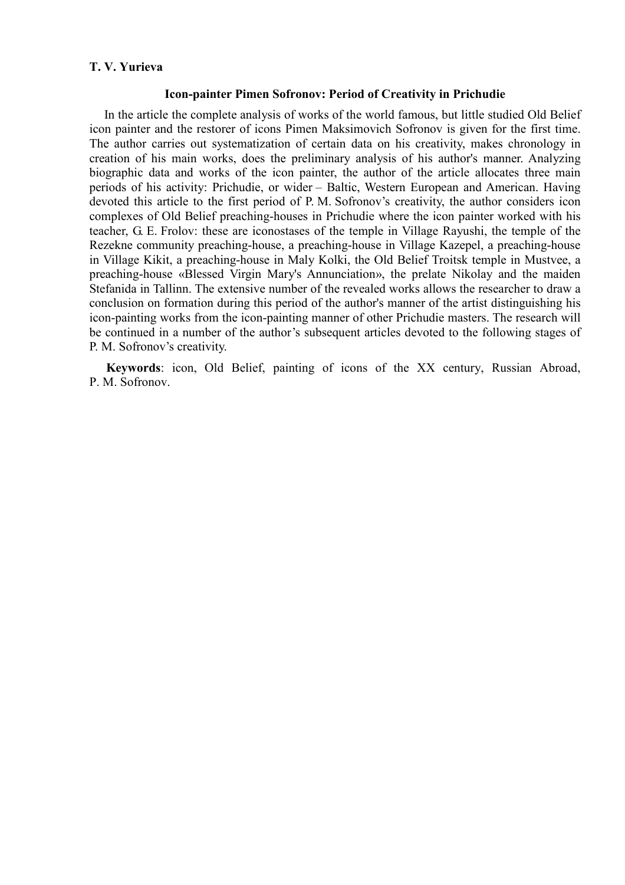**T. V. Yurieva**

### Icon-painter Pimen Sofronov: Period of Creativity in Prichudie

In the article the complete analysis of works of the world famous, but little studied Old Belief icon painter and the restorer of icons Pimen Maksimovich Sofronov is given for the first time. The author carries out systematization of certain data on his creativity, makes chronology in creation of his main works, does the preliminary analysis of his author's manner. Analyzing biographic data and works of the icon painter, the author of the article allocates three main periods of his activity: Prichudie, or wider – Baltic, Western European and American. Having devoted this article to the first period of P. M. Sofronov's creativity, the author considers icon complexes of Old Belief preaching-houses in Prichudie where the icon painter worked with his teacher, G. E. Frolov: these are iconostases of the temple in Village Rayushi, the temple of the Rezekne community preaching-house, a preaching-house in Village Kazepel, a preaching-house in Village Kikit, a preaching-house in Maly Kolki, the Old Belief Troitsk temple in Mustvee, a preaching-house «Blessed Virgin Mary's Annunciation», the prelate Nikolay and the maiden Stefanida in Tallinn. The extensive number of the revealed works allows the researcher to draw a conclusion on formation during this period of the author's manner of the artist distinguishing his icon-painting works from the icon-painting manner of other Prichudie masters. The research will be continued in a number of the author's subsequent articles devoted to the following stages of P. M. Sofronov's creativity.

**Keywords**: icon, Old Belief, painting of icons of the XX century, Russian Abroad, P. M. Sofronov.